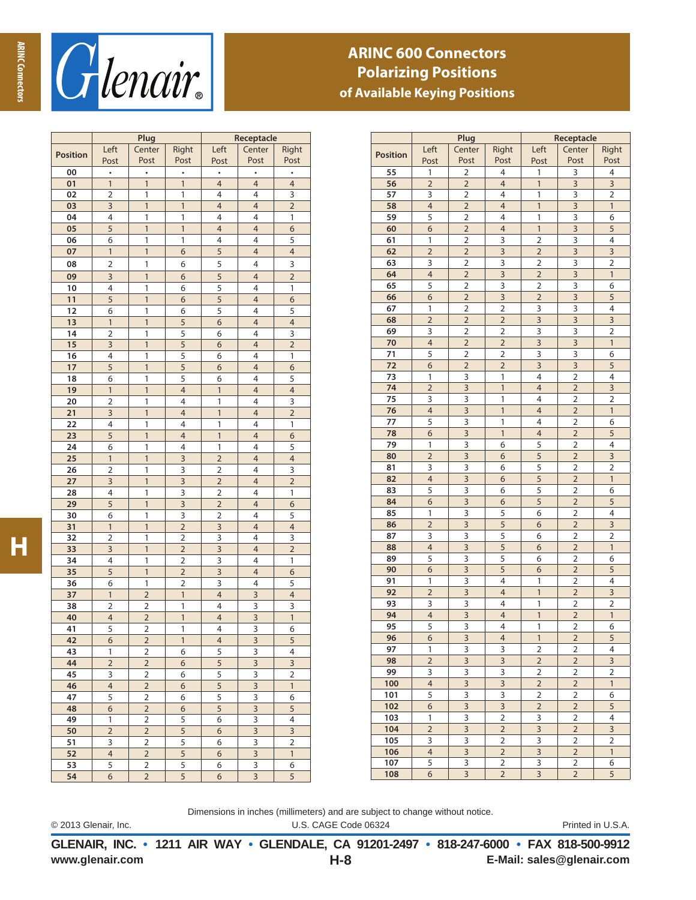# ARINC 600 Connectors Polarizing Positions of Available Keying Positions

| Position | Plug | | | Receptacle | | |
|---|---|---|---|---|---|---|
| | Left Post | Center Post | Right Post | Left Post | Center Post | Right Post |
| 00 | • | • | • | • | • | • |
| 01 | 1 | 1 | 1 | 4 | 4 | 4 |
| 02 | 2 | 1 | 1 | 4 | 4 | 3 |
| 03 | 3 | 1 | 1 | 4 | 4 | 2 |
| 04 | 4 | 1 | 1 | 4 | 4 | 1 |
| 05 | 5 | 1 | 1 | 4 | 4 | 6 |
| 06 | 6 | 1 | 1 | 4 | 4 | 5 |
| 07 | 1 | 1 | 6 | 5 | 4 | 4 |
| 08 | 2 | 1 | 6 | 5 | 4 | 3 |
| 09 | 3 | 1 | 6 | 5 | 4 | 2 |
| 10 | 4 | 1 | 6 | 5 | 4 | 1 |
| 11 | 5 | 1 | 6 | 5 | 4 | 6 |
| 12 | 6 | 1 | 6 | 5 | 4 | 5 |
| 13 | 1 | 1 | 5 | 6 | 4 | 4 |
| 14 | 2 | 1 | 5 | 6 | 4 | 3 |
| 15 | 3 | 1 | 5 | 6 | 4 | 2 |
| 16 | 4 | 1 | 5 | 6 | 4 | 1 |
| 17 | 5 | 1 | 5 | 6 | 4 | 6 |
| 18 | 6 | 1 | 5 | 6 | 4 | 5 |
| 19 | 1 | 1 | 4 | 1 | 4 | 4 |
| 20 | 2 | 1 | 4 | 1 | 4 | 3 |
| 21 | 3 | 1 | 4 | 1 | 4 | 2 |
| 22 | 4 | 1 | 4 | 1 | 4 | 1 |
| 23 | 5 | 1 | 4 | 1 | 4 | 6 |
| 24 | 6 | 1 | 4 | 1 | 4 | 5 |
| 25 | 1 | 1 | 3 | 2 | 4 | 4 |
| 26 | 2 | 1 | 3 | 2 | 4 | 3 |
| 27 | 3 | 1 | 3 | 2 | 4 | 2 |
| 28 | 4 | 1 | 3 | 2 | 4 | 1 |
| 29 | 5 | 1 | 3 | 2 | 4 | 6 |
| 30 | 6 | 1 | 3 | 2 | 4 | 5 |
| 31 | 1 | 1 | 2 | 3 | 4 | 4 |
| 32 | 2 | 1 | 2 | 3 | 4 | 3 |
| 33 | 3 | 1 | 2 | 3 | 4 | 2 |
| 34 | 4 | 1 | 2 | 3 | 4 | 1 |
| 35 | 5 | 1 | 2 | 3 | 4 | 6 |
| 36 | 6 | 1 | 2 | 3 | 4 | 5 |
| 37 | 1 | 2 | 1 | 4 | 3 | 4 |
| 38 | 2 | 2 | 1 | 4 | 3 | 3 |
| 40 | 4 | 2 | 1 | 4 | 3 | 1 |
| 41 | 5 | 2 | 1 | 4 | 3 | 6 |
| 42 | 6 | 2 | 1 | 4 | 3 | 5 |
| 43 | 1 | 2 | 6 | 5 | 3 | 4 |
| 44 | 2 | 2 | 6 | 5 | 3 | 3 |
| 45 | 3 | 2 | 6 | 5 | 3 | 2 |
| 46 | 4 | 2 | 6 | 5 | 3 | 1 |
| 47 | 5 | 2 | 6 | 5 | 3 | 6 |
| 48 | 6 | 2 | 6 | 5 | 3 | 5 |
| 49 | 1 | 2 | 5 | 6 | 3 | 4 |
| 50 | 2 | 2 | 5 | 6 | 3 | 3 |
| 51 | 3 | 2 | 5 | 6 | 3 | 2 |
| 52 | 4 | 2 | 5 | 6 | 3 | 1 |
| 53 | 5 | 2 | 5 | 6 | 3 | 6 |
| 54 | 6 | 2 | 5 | 6 | 3 | 5 |

| Position | Plug | | | Receptacle | | |
|---|---|---|---|---|---|---|
| | Left Post | Center Post | Right Post | Left Post | Center Post | Right Post |
| 55 | 1 | 2 | 4 | 1 | 3 | 4 |
| 56 | 2 | 2 | 4 | 1 | 3 | 3 |
| 57 | 3 | 2 | 4 | 1 | 3 | 2 |
| 58 | 4 | 2 | 4 | 1 | 3 | 1 |
| 59 | 5 | 2 | 4 | 1 | 3 | 6 |
| 60 | 6 | 2 | 4 | 1 | 3 | 5 |
| 61 | 1 | 2 | 3 | 2 | 3 | 4 |
| 62 | 2 | 2 | 3 | 2 | 3 | 3 |
| 63 | 3 | 2 | 3 | 2 | 3 | 2 |
| 64 | 4 | 2 | 3 | 2 | 3 | 1 |
| 65 | 5 | 2 | 3 | 2 | 3 | 6 |
| 66 | 6 | 2 | 3 | 2 | 3 | 5 |
| 67 | 1 | 2 | 2 | 3 | 3 | 4 |
| 68 | 2 | 2 | 2 | 3 | 3 | 3 |
| 69 | 3 | 2 | 2 | 3 | 3 | 2 |
| 70 | 4 | 2 | 2 | 3 | 3 | 1 |
| 71 | 5 | 2 | 2 | 3 | 3 | 6 |
| 72 | 6 | 2 | 2 | 3 | 3 | 5 |
| 73 | 1 | 3 | 1 | 4 | 2 | 4 |
| 74 | 2 | 3 | 1 | 4 | 2 | 3 |
| 75 | 3 | 3 | 1 | 4 | 2 | 2 |
| 76 | 4 | 3 | 1 | 4 | 2 | 1 |
| 77 | 5 | 3 | 1 | 4 | 2 | 6 |
| 78 | 6 | 3 | 1 | 4 | 2 | 5 |
| 79 | 1 | 3 | 6 | 5 | 2 | 4 |
| 80 | 2 | 3 | 6 | 5 | 2 | 3 |
| 81 | 3 | 3 | 6 | 5 | 2 | 2 |
| 82 | 4 | 3 | 6 | 5 | 2 | 1 |
| 83 | 5 | 3 | 6 | 5 | 2 | 6 |
| 84 | 6 | 3 | 6 | 5 | 2 | 5 |
| 85 | 1 | 3 | 5 | 6 | 2 | 4 |
| 86 | 2 | 3 | 5 | 6 | 2 | 3 |
| 87 | 3 | 3 | 5 | 6 | 2 | 2 |
| 88 | 4 | 3 | 5 | 6 | 2 | 1 |
| 89 | 5 | 3 | 5 | 6 | 2 | 6 |
| 90 | 6 | 3 | 5 | 6 | 2 | 5 |
| 91 | 1 | 3 | 4 | 1 | 2 | 4 |
| 92 | 2 | 3 | 4 | 1 | 2 | 3 |
| 93 | 3 | 3 | 4 | 1 | 2 | 2 |
| 94 | 4 | 3 | 4 | 1 | 2 | 1 |
| 95 | 5 | 3 | 4 | 1 | 2 | 6 |
| 96 | 6 | 3 | 4 | 1 | 2 | 5 |
| 97 | 1 | 3 | 3 | 2 | 2 | 4 |
| 98 | 2 | 3 | 3 | 2 | 2 | 3 |
| 99 | 3 | 3 | 3 | 2 | 2 | 2 |
| 100 | 4 | 3 | 3 | 2 | 2 | 1 |
| 101 | 5 | 3 | 3 | 2 | 2 | 6 |
| 102 | 6 | 3 | 3 | 2 | 2 | 5 |
| 103 | 1 | 3 | 2 | 3 | 2 | 4 |
| 104 | 2 | 3 | 2 | 3 | 2 | 3 |
| 105 | 3 | 3 | 2 | 3 | 2 | 2 |
| 106 | 4 | 3 | 2 | 3 | 2 | 1 |
| 107 | 5 | 3 | 2 | 3 | 2 | 6 |
| 108 | 6 | 3 | 2 | 3 | 2 | 5 |

Dimensions in inches (millimeters) and are subject to change without notice.

© 2013 Glenair, Inc. U.S. CAGE Code 06324 Printed in U.S.A.

**GLENAIR, INC. • 1211 AIR WAY • GLENDALE, CA 91201-2497 • 818-247-6000 • FAX 818-500-9912**

**www.glenair.com** **E-Mail: sales@glenair.com**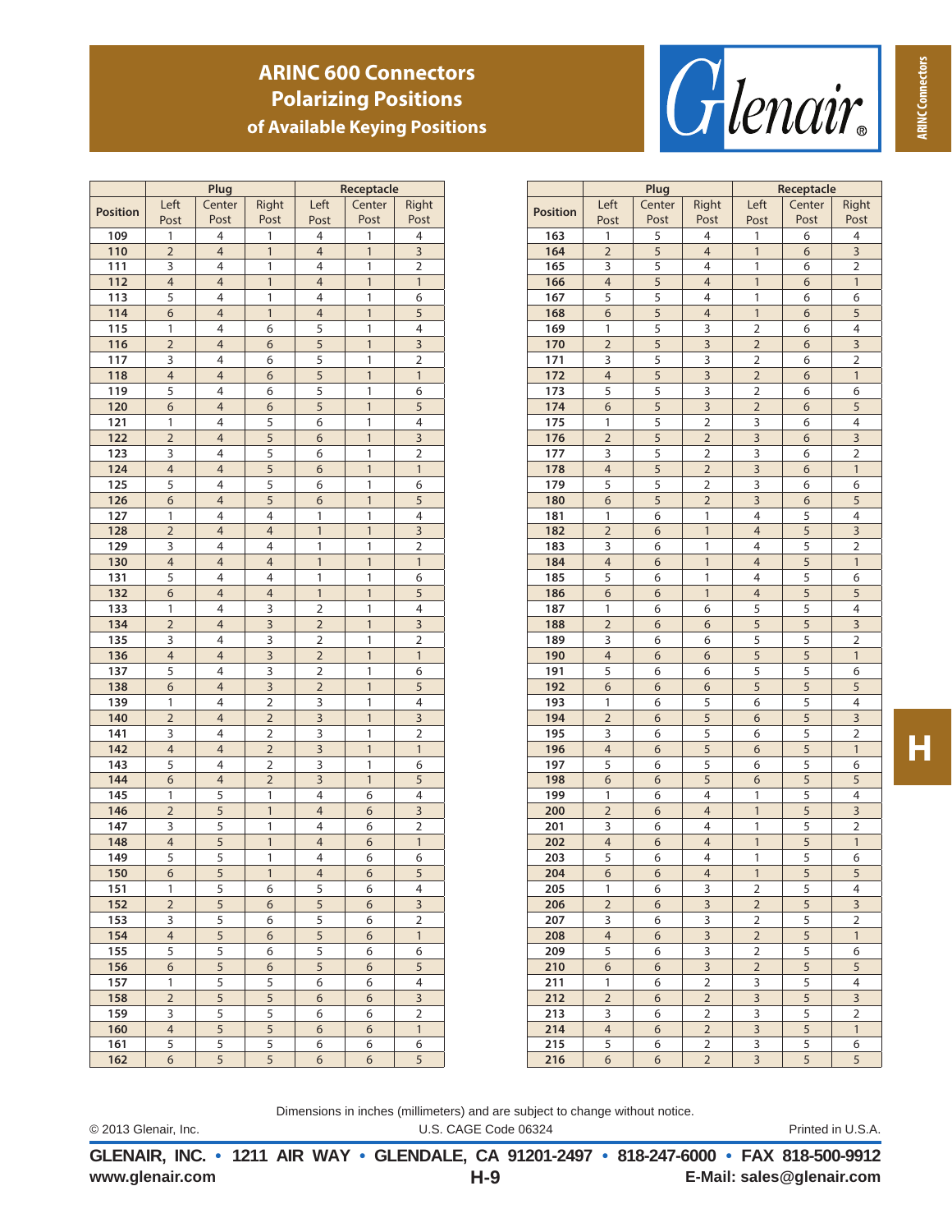# ARINC 600 Connectors Polarizing Positions of Available Keying Positions

| Position | Plug | | | Receptacle | | |
|---|---|---|---|---|---|---|
| | Left Post | Center Post | Right Post | Left Post | Center Post | Right Post |
| 109 | 1 | 4 | 1 | 4 | 1 | 4 |
| 110 | 2 | 4 | 1 | 4 | 1 | 3 |
| 111 | 3 | 4 | 1 | 4 | 1 | 2 |
| 112 | 4 | 4 | 1 | 4 | 1 | 1 |
| 113 | 5 | 4 | 1 | 4 | 1 | 6 |
| 114 | 6 | 4 | 1 | 4 | 1 | 5 |
| 115 | 1 | 4 | 6 | 5 | 1 | 4 |
| 116 | 2 | 4 | 6 | 5 | 1 | 3 |
| 117 | 3 | 4 | 6 | 5 | 1 | 2 |
| 118 | 4 | 4 | 6 | 5 | 1 | 1 |
| 119 | 5 | 4 | 6 | 5 | 1 | 6 |
| 120 | 6 | 4 | 6 | 5 | 1 | 5 |
| 121 | 1 | 4 | 5 | 6 | 1 | 4 |
| 122 | 2 | 4 | 5 | 6 | 1 | 3 |
| 123 | 3 | 4 | 5 | 6 | 1 | 2 |
| 124 | 4 | 4 | 5 | 6 | 1 | 1 |
| 125 | 5 | 4 | 5 | 6 | 1 | 6 |
| 126 | 6 | 4 | 5 | 6 | 1 | 5 |
| 127 | 1 | 4 | 4 | 1 | 1 | 4 |
| 128 | 2 | 4 | 4 | 1 | 1 | 3 |
| 129 | 3 | 4 | 4 | 1 | 1 | 2 |
| 130 | 4 | 4 | 4 | 1 | 1 | 1 |
| 131 | 5 | 4 | 4 | 1 | 1 | 6 |
| 132 | 6 | 4 | 4 | 1 | 1 | 5 |
| 133 | 1 | 4 | 3 | 2 | 1 | 4 |
| 134 | 2 | 4 | 3 | 2 | 1 | 3 |
| 135 | 3 | 4 | 3 | 2 | 1 | 2 |
| 136 | 4 | 4 | 3 | 2 | 1 | 1 |
| 137 | 5 | 4 | 3 | 2 | 1 | 6 |
| 138 | 6 | 4 | 3 | 2 | 1 | 5 |
| 139 | 1 | 4 | 2 | 3 | 1 | 4 |
| 140 | 2 | 4 | 2 | 3 | 1 | 3 |
| 141 | 3 | 4 | 2 | 3 | 1 | 2 |
| 142 | 4 | 4 | 2 | 3 | 1 | 1 |
| 143 | 5 | 4 | 2 | 3 | 1 | 6 |
| 144 | 6 | 4 | 2 | 3 | 1 | 5 |
| 145 | 1 | 5 | 1 | 4 | 6 | 4 |
| 146 | 2 | 5 | 1 | 4 | 6 | 3 |
| 147 | 3 | 5 | 1 | 4 | 6 | 2 |
| 148 | 4 | 5 | 1 | 4 | 6 | 1 |
| 149 | 5 | 5 | 1 | 4 | 6 | 6 |
| 150 | 6 | 5 | 1 | 4 | 6 | 5 |
| 151 | 1 | 5 | 6 | 5 | 6 | 4 |
| 152 | 2 | 5 | 6 | 5 | 6 | 3 |
| 153 | 3 | 5 | 6 | 5 | 6 | 2 |
| 154 | 4 | 5 | 6 | 5 | 6 | 1 |
| 155 | 5 | 5 | 6 | 5 | 6 | 6 |
| 156 | 6 | 5 | 6 | 5 | 6 | 5 |
| 157 | 1 | 5 | 5 | 6 | 6 | 4 |
| 158 | 2 | 5 | 5 | 6 | 6 | 3 |
| 159 | 3 | 5 | 5 | 6 | 6 | 2 |
| 160 | 4 | 5 | 5 | 6 | 6 | 1 |
| 161 | 5 | 5 | 5 | 6 | 6 | 6 |
| 162 | 6 | 5 | 5 | 6 | 6 | 5 |
| 163 | 1 | 5 | 4 | 1 | 6 | 4 |
| 164 | 2 | 5 | 4 | 1 | 6 | 3 |
| 165 | 3 | 5 | 4 | 1 | 6 | 2 |
| 166 | 4 | 5 | 4 | 1 | 6 | 1 |
| 167 | 5 | 5 | 4 | 1 | 6 | 6 |
| 168 | 6 | 5 | 4 | 1 | 6 | 5 |
| 169 | 1 | 5 | 3 | 2 | 6 | 4 |
| 170 | 2 | 5 | 3 | 2 | 6 | 3 |
| 171 | 3 | 5 | 3 | 2 | 6 | 2 |
| 172 | 4 | 5 | 3 | 2 | 6 | 1 |
| 173 | 5 | 5 | 3 | 2 | 6 | 6 |
| 174 | 6 | 5 | 3 | 2 | 6 | 5 |
| 175 | 1 | 5 | 2 | 3 | 6 | 4 |
| 176 | 2 | 5 | 2 | 3 | 6 | 3 |
| 177 | 3 | 5 | 2 | 3 | 6 | 2 |
| 178 | 4 | 5 | 2 | 3 | 6 | 1 |
| 179 | 5 | 5 | 2 | 3 | 6 | 6 |
| 180 | 6 | 5 | 2 | 3 | 6 | 5 |
| 181 | 1 | 6 | 1 | 4 | 5 | 4 |
| 182 | 2 | 6 | 1 | 4 | 5 | 3 |
| 183 | 3 | 6 | 1 | 4 | 5 | 2 |
| 184 | 4 | 6 | 1 | 4 | 5 | 1 |
| 185 | 5 | 6 | 1 | 4 | 5 | 6 |
| 186 | 6 | 6 | 1 | 4 | 5 | 5 |
| 187 | 1 | 6 | 6 | 5 | 5 | 4 |
| 188 | 2 | 6 | 6 | 5 | 5 | 3 |
| 189 | 3 | 6 | 6 | 5 | 5 | 2 |
| 190 | 4 | 6 | 6 | 5 | 5 | 1 |
| 191 | 5 | 6 | 6 | 5 | 5 | 6 |
| 192 | 6 | 6 | 6 | 5 | 5 | 5 |
| 193 | 1 | 6 | 5 | 6 | 5 | 4 |
| 194 | 2 | 6 | 5 | 6 | 5 | 3 |
| 195 | 3 | 6 | 5 | 6 | 5 | 2 |
| 196 | 4 | 6 | 5 | 6 | 5 | 1 |
| 197 | 5 | 6 | 5 | 6 | 5 | 6 |
| 198 | 6 | 6 | 5 | 6 | 5 | 5 |
| 199 | 1 | 6 | 4 | 1 | 5 | 4 |
| 200 | 2 | 6 | 4 | 1 | 5 | 3 |
| 201 | 3 | 6 | 4 | 1 | 5 | 2 |
| 202 | 4 | 6 | 4 | 1 | 5 | 1 |
| 203 | 5 | 6 | 4 | 1 | 5 | 6 |
| 204 | 6 | 6 | 4 | 1 | 5 | 5 |
| 205 | 1 | 6 | 3 | 2 | 5 | 4 |
| 206 | 2 | 6 | 3 | 2 | 5 | 3 |
| 207 | 3 | 6 | 3 | 2 | 5 | 2 |
| 208 | 4 | 6 | 3 | 2 | 5 | 1 |
| 209 | 5 | 6 | 3 | 2 | 5 | 6 |
| 210 | 6 | 6 | 3 | 2 | 5 | 5 |
| 211 | 1 | 6 | 2 | 3 | 5 | 4 |
| 212 | 2 | 6 | 2 | 3 | 5 | 3 |
| 213 | 3 | 6 | 2 | 3 | 5 | 2 |
| 214 | 4 | 6 | 2 | 3 | 5 | 1 |
| 215 | 5 | 6 | 2 | 3 | 5 | 6 |
| 216 | 6 | 6 | 2 | 3 | 5 | 5 |

Dimensions in inches (millimeters) and are subject to change without notice.

© 2013 Glenair, Inc. U.S. CAGE Code 06324 Printed in U.S.A.

**GLENAIR, INC. • 1211 AIR WAY • GLENDALE, CA 91201-2497 • 818-247-6000 • FAX 818-500-9912**

**www.glenair.com** **E-Mail: sales@glenair.com**